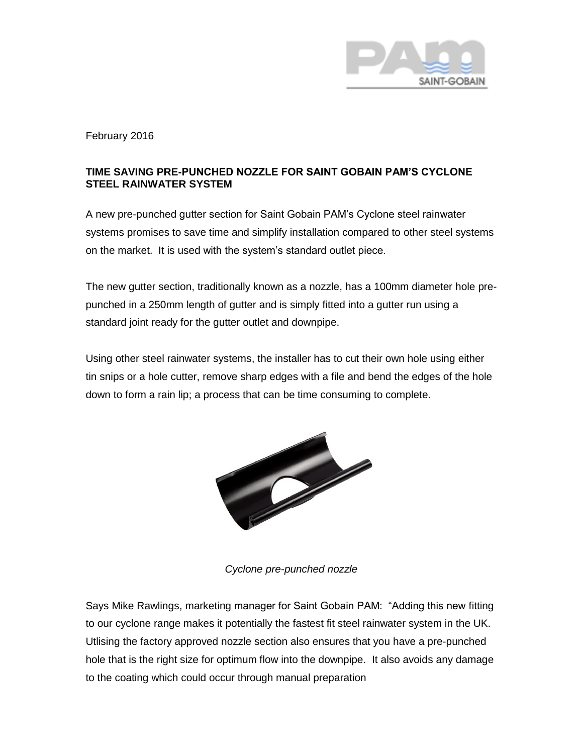February 2016

**TIME SAVING PRE-PUNCHED NOZZLE FOR SAINT GOBAIN PAM'S CYCLONE STEEL RAINWATER SYSTEM**

A new pre-punched gutter section for Saint Gobain PAM's Cyclone steel rainwater systems promises to save time and simplify installation compared to other steel systems on the market. It is used with the system's standard outlet piece.

The new gutter section, traditionally known as a nozzle, has a 100mm diameter hole pre-punched in a 250mm length of gutter and is simply fitted into a gutter run using a standard joint ready for the gutter outlet and downpipe.

Using other steel rainwater systems, the installer has to cut their own hole using either tin snips or a hole cutter, remove sharp edges with a file and bend the edges of the hole down to form a rain lip; a process that can be time consuming to complete.

*Cyclone pre-punched nozzle*

Says Mike Rawlings, marketing manager for Saint Gobain PAM: "Adding this new fitting to our cyclone range makes it potentially the fastest fit steel rainwater system in the UK. Utlising the factory approved nozzle section also ensures that you have a pre-punched hole that is the right size for optimum flow into the downpipe. It also avoids any damage to the coating which could occur through manual preparation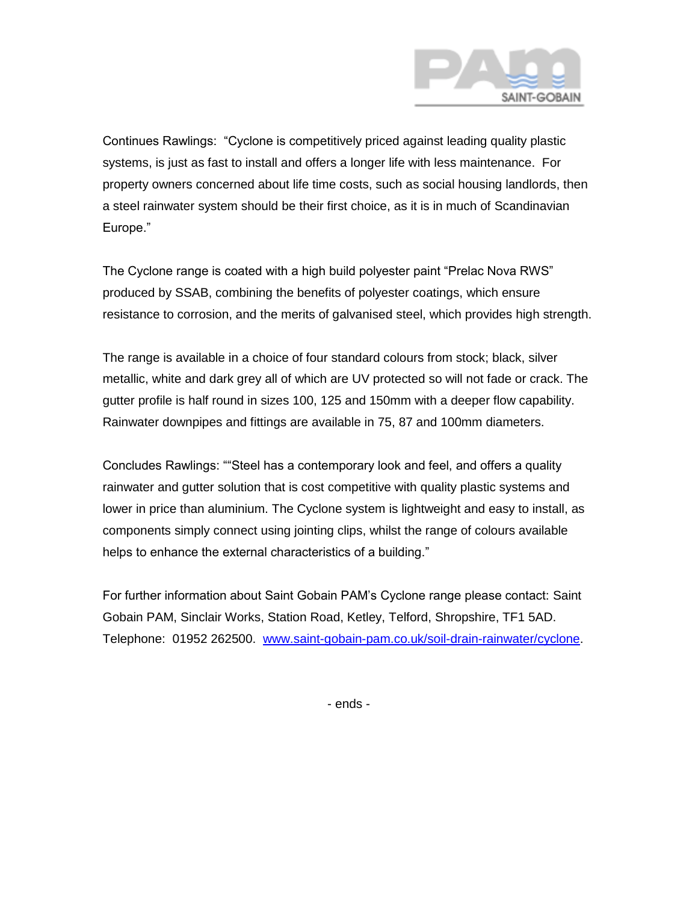Continues Rawlings: "Cyclone is competitively priced against leading quality plastic systems, is just as fast to install and offers a longer life with less maintenance. For property owners concerned about life time costs, such as social housing landlords, then a steel rainwater system should be their first choice, as it is in much of Scandinavian Europe."

The Cyclone range is coated with a high build polyester paint "Prelac Nova RWS" produced by SSAB, combining the benefits of polyester coatings, which ensure resistance to corrosion, and the merits of galvanised steel, which provides high strength.

The range is available in a choice of four standard colours from stock; black, silver metallic, white and dark grey all of which are UV protected so will not fade or crack. The gutter profile is half round in sizes 100, 125 and 150mm with a deeper flow capability. Rainwater downpipes and fittings are available in 75, 87 and 100mm diameters.

Concludes Rawlings: ""Steel has a contemporary look and feel, and offers a quality rainwater and gutter solution that is cost competitive with quality plastic systems and lower in price than aluminium. The Cyclone system is lightweight and easy to install, as components simply connect using jointing clips, whilst the range of colours available helps to enhance the external characteristics of a building."

For further information about Saint Gobain PAM's Cyclone range please contact: Saint Gobain PAM, Sinclair Works, Station Road, Ketley, Telford, Shropshire, TF1 5AD. Telephone: 01952 262500. www.saint-gobain-pam.co.uk/soil-drain-rainwater/cyclone.

- ends -